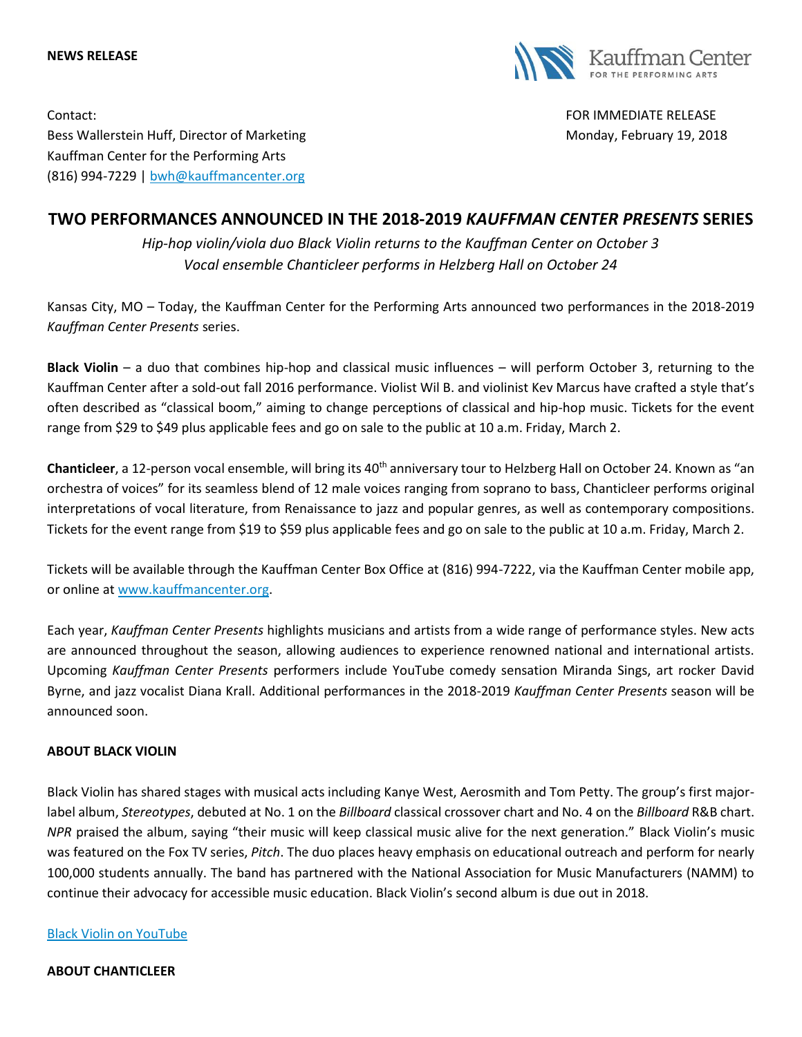**NEWS RELEASE**

Kauffman Center FOR THE PERFORMING ARTS

Contact:
Bess Wallerstein Huff, Director of Marketing
Kauffman Center for the Performing Arts
(816) 994-7229 | bwh@kauffmancenter.org

FOR IMMEDIATE RELEASE
Monday, February 19, 2018

# TWO PERFORMANCES ANNOUNCED IN THE 2018-2019 *KAUFFMAN CENTER PRESENTS* SERIES

*Hip-hop violin/viola duo Black Violin returns to the Kauffman Center on October 3*
*Vocal ensemble Chanticleer performs in Helzberg Hall on October 24*

Kansas City, MO – Today, the Kauffman Center for the Performing Arts announced two performances in the 2018-2019 *Kauffman Center Presents* series.

**Black Violin** – a duo that combines hip-hop and classical music influences – will perform October 3, returning to the Kauffman Center after a sold-out fall 2016 performance. Violist Wil B. and violinist Kev Marcus have crafted a style that's often described as "classical boom," aiming to change perceptions of classical and hip-hop music. Tickets for the event range from $29 to $49 plus applicable fees and go on sale to the public at 10 a.m. Friday, March 2.

**Chanticleer**, a 12-person vocal ensemble, will bring its 40th anniversary tour to Helzberg Hall on October 24. Known as "an orchestra of voices" for its seamless blend of 12 male voices ranging from soprano to bass, Chanticleer performs original interpretations of vocal literature, from Renaissance to jazz and popular genres, as well as contemporary compositions. Tickets for the event range from $19 to $59 plus applicable fees and go on sale to the public at 10 a.m. Friday, March 2.

Tickets will be available through the Kauffman Center Box Office at (816) 994-7222, via the Kauffman Center mobile app, or online at www.kauffmancenter.org.

Each year, *Kauffman Center Presents* highlights musicians and artists from a wide range of performance styles. New acts are announced throughout the season, allowing audiences to experience renowned national and international artists. Upcoming *Kauffman Center Presents* performers include YouTube comedy sensation Miranda Sings, art rocker David Byrne, and jazz vocalist Diana Krall. Additional performances in the 2018-2019 *Kauffman Center Presents* season will be announced soon.

## ABOUT BLACK VIOLIN

Black Violin has shared stages with musical acts including Kanye West, Aerosmith and Tom Petty. The group's first major-label album, *Stereotypes*, debuted at No. 1 on the *Billboard* classical crossover chart and No. 4 on the *Billboard* R&B chart. *NPR* praised the album, saying "their music will keep classical music alive for the next generation." Black Violin's music was featured on the Fox TV series, *Pitch*. The duo places heavy emphasis on educational outreach and perform for nearly 100,000 students annually. The band has partnered with the National Association for Music Manufacturers (NAMM) to continue their advocacy for accessible music education. Black Violin's second album is due out in 2018.

Black Violin on YouTube

## ABOUT CHANTICLEER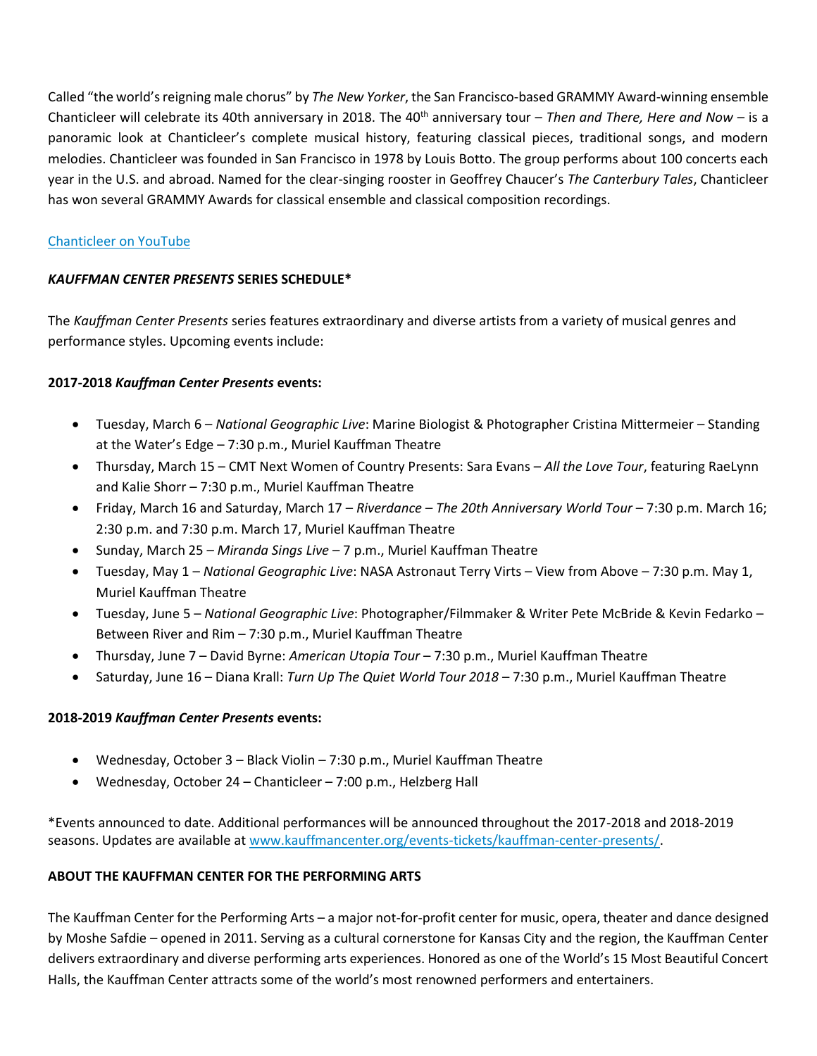Called "the world's reigning male chorus" by *The New Yorker*, the San Francisco-based GRAMMY Award-winning ensemble Chanticleer will celebrate its 40th anniversary in 2018. The 40th anniversary tour – *Then and There, Here and Now* – is a panoramic look at Chanticleer's complete musical history, featuring classical pieces, traditional songs, and modern melodies. Chanticleer was founded in San Francisco in 1978 by Louis Botto. The group performs about 100 concerts each year in the U.S. and abroad. Named for the clear-singing rooster in Geoffrey Chaucer's *The Canterbury Tales*, Chanticleer has won several GRAMMY Awards for classical ensemble and classical composition recordings.

[Chanticleer on YouTube](Chanticleer on YouTube)

### *KAUFFMAN CENTER PRESENTS* SERIES SCHEDULE*

The *Kauffman Center Presents* series features extraordinary and diverse artists from a variety of musical genres and performance styles. Upcoming events include:

**2017-2018 *Kauffman Center Presents* events:**

- Tuesday, March 6 – *National Geographic Live*: Marine Biologist & Photographer Cristina Mittermeier – Standing at the Water's Edge – 7:30 p.m., Muriel Kauffman Theatre
- Thursday, March 15 – CMT Next Women of Country Presents: Sara Evans – *All the Love Tour*, featuring RaeLynn and Kalie Shorr – 7:30 p.m., Muriel Kauffman Theatre
- Friday, March 16 and Saturday, March 17 – *Riverdance* – *The 20th Anniversary World Tour* – 7:30 p.m. March 16; 2:30 p.m. and 7:30 p.m. March 17, Muriel Kauffman Theatre
- Sunday, March 25 – *Miranda Sings Live* – 7 p.m., Muriel Kauffman Theatre
- Tuesday, May 1 – *National Geographic Live*: NASA Astronaut Terry Virts – View from Above – 7:30 p.m. May 1, Muriel Kauffman Theatre
- Tuesday, June 5 – *National Geographic Live*: Photographer/Filmmaker & Writer Pete McBride & Kevin Fedarko – Between River and Rim – 7:30 p.m., Muriel Kauffman Theatre
- Thursday, June 7 – David Byrne: *American Utopia Tour* – 7:30 p.m., Muriel Kauffman Theatre
- Saturday, June 16 – Diana Krall: *Turn Up The Quiet World Tour 2018* – 7:30 p.m., Muriel Kauffman Theatre

**2018-2019 *Kauffman Center Presents* events:**

- Wednesday, October 3 – Black Violin – 7:30 p.m., Muriel Kauffman Theatre
- Wednesday, October 24 – Chanticleer – 7:00 p.m., Helzberg Hall

*Events announced to date. Additional performances will be announced throughout the 2017-2018 and 2018-2019 seasons. Updates are available at www.kauffmancenter.org/events-tickets/kauffman-center-presents/.

### ABOUT THE KAUFFMAN CENTER FOR THE PERFORMING ARTS

The Kauffman Center for the Performing Arts – a major not-for-profit center for music, opera, theater and dance designed by Moshe Safdie – opened in 2011. Serving as a cultural cornerstone for Kansas City and the region, the Kauffman Center delivers extraordinary and diverse performing arts experiences. Honored as one of the World's 15 Most Beautiful Concert Halls, the Kauffman Center attracts some of the world's most renowned performers and entertainers.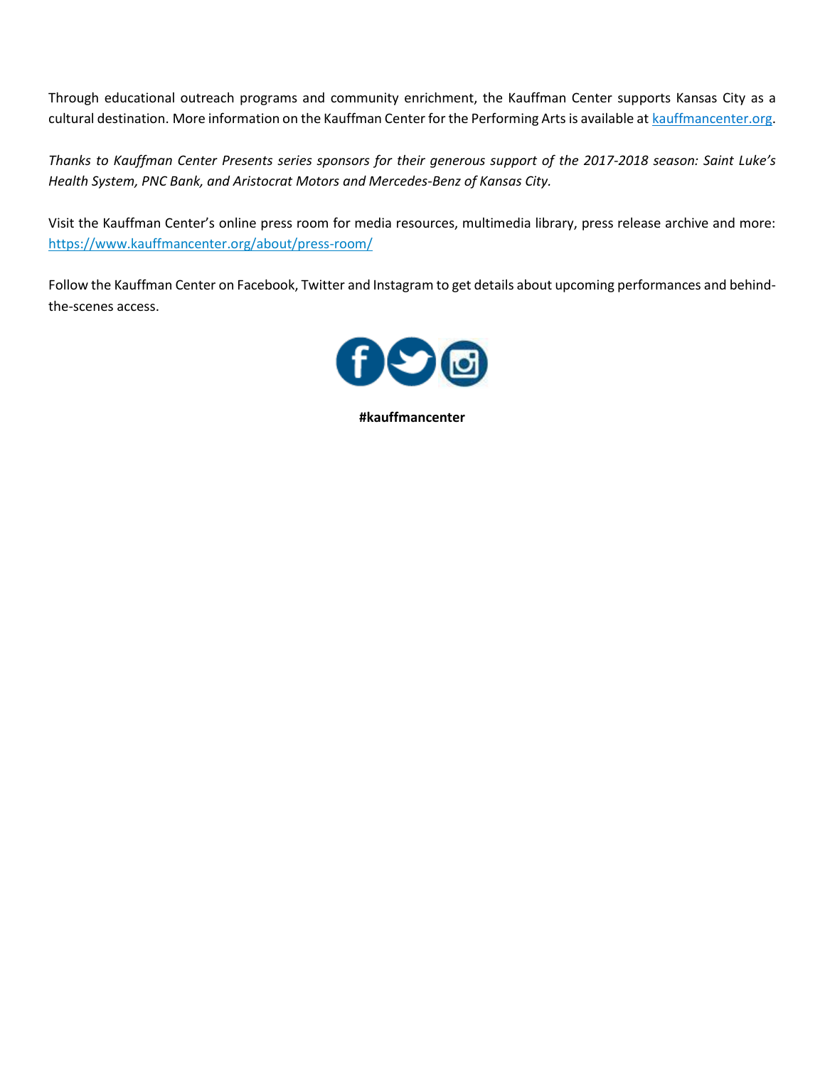Through educational outreach programs and community enrichment, the Kauffman Center supports Kansas City as a cultural destination. More information on the Kauffman Center for the Performing Arts is available at [kauffmancenter.org](kauffmancenter.org).

*Thanks to Kauffman Center Presents series sponsors for their generous support of the 2017-2018 season: Saint Luke's Health System, PNC Bank, and Aristocrat Motors and Mercedes-Benz of Kansas City.*

Visit the Kauffman Center's online press room for media resources, multimedia library, press release archive and more: [https://www.kauffmancenter.org/about/press-room/](https://www.kauffmancenter.org/about/press-room/)

Follow the Kauffman Center on Facebook, Twitter and Instagram to get details about upcoming performances and behind-the-scenes access.

**#kauffmancenter**